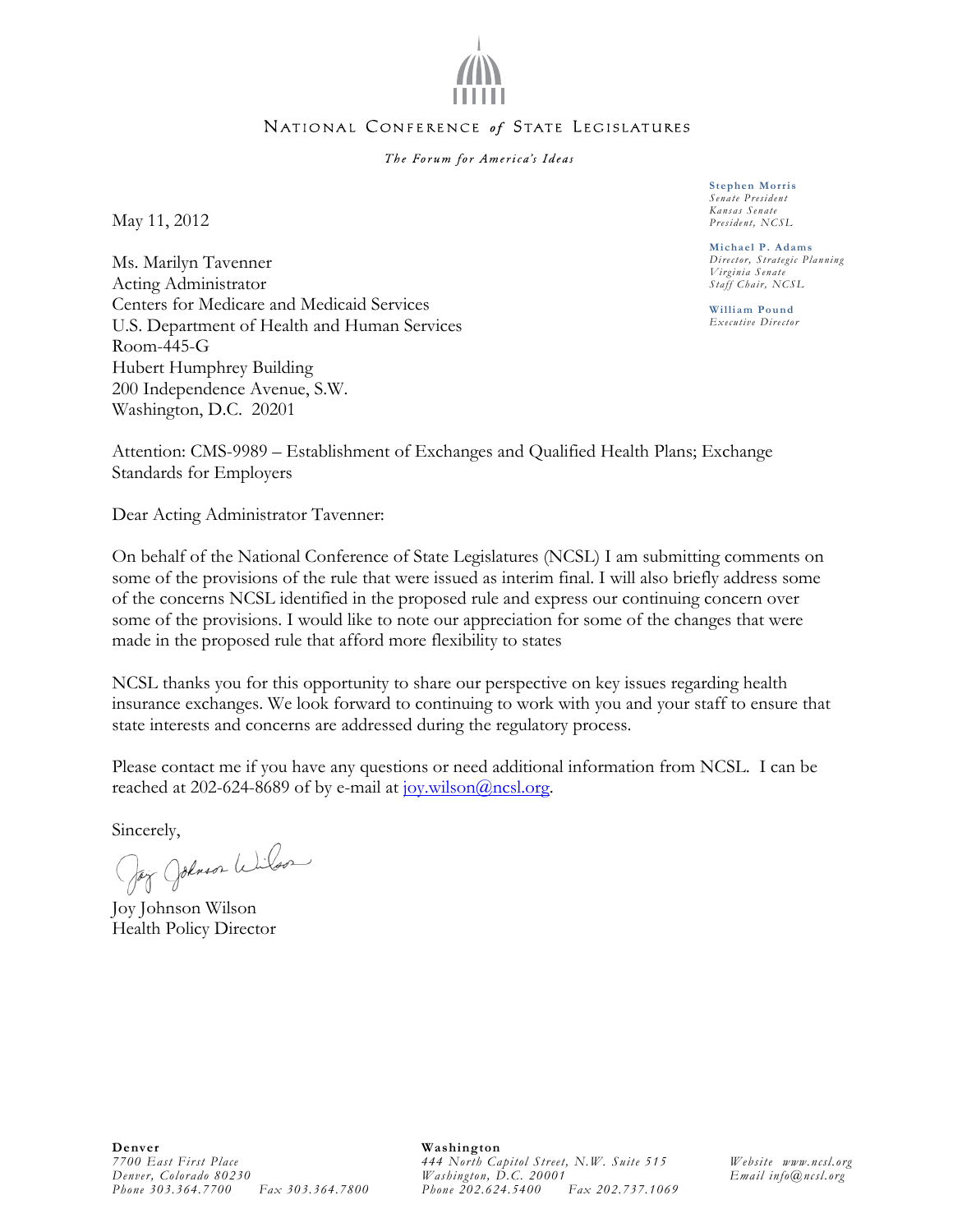NATIONAL CONFERENCE *of* STATE LEGISLATURES

*The Forum for America's Ideas*

**Stephen Morris**
*Senate President*
*Kansas Senate*
*President, NCSL*

**Michael P. Adams**
*Director, Strategic Planning*
*Virginia Senate*
*Staff Chair, NCSL*

**William Pound**
*Executive Director*

May 11, 2012

Ms. Marilyn Tavenner
Acting Administrator
Centers for Medicare and Medicaid Services
U.S. Department of Health and Human Services
Room-445-G
Hubert Humphrey Building
200 Independence Avenue, S.W.
Washington, D.C. 20201

Attention: CMS-9989 – Establishment of Exchanges and Qualified Health Plans; Exchange Standards for Employers

Dear Acting Administrator Tavenner:

On behalf of the National Conference of State Legislatures (NCSL) I am submitting comments on some of the provisions of the rule that were issued as interim final. I will also briefly address some of the concerns NCSL identified in the proposed rule and express our continuing concern over some of the provisions. I would like to note our appreciation for some of the changes that were made in the proposed rule that afford more flexibility to states

NCSL thanks you for this opportunity to share our perspective on key issues regarding health insurance exchanges. We look forward to continuing to work with you and your staff to ensure that state interests and concerns are addressed during the regulatory process.

Please contact me if you have any questions or need additional information from NCSL. I can be reached at 202-624-8689 of by e-mail at joy.wilson@ncsl.org.

Sincerely,

Joy Johnson Wilson

Joy Johnson Wilson
Health Policy Director

**Denver**
*7700 East First Place*
*Denver, Colorado 80230*
*Phone 303.364.7700 Fax 303.364.7800*

**Washington**
*444 North Capitol Street, N.W. Suite 515*
*Washington, D.C. 20001*
*Phone 202.624.5400 Fax 202.737.1069*

*Website www.ncsl.org*
*Email info@ncsl.org*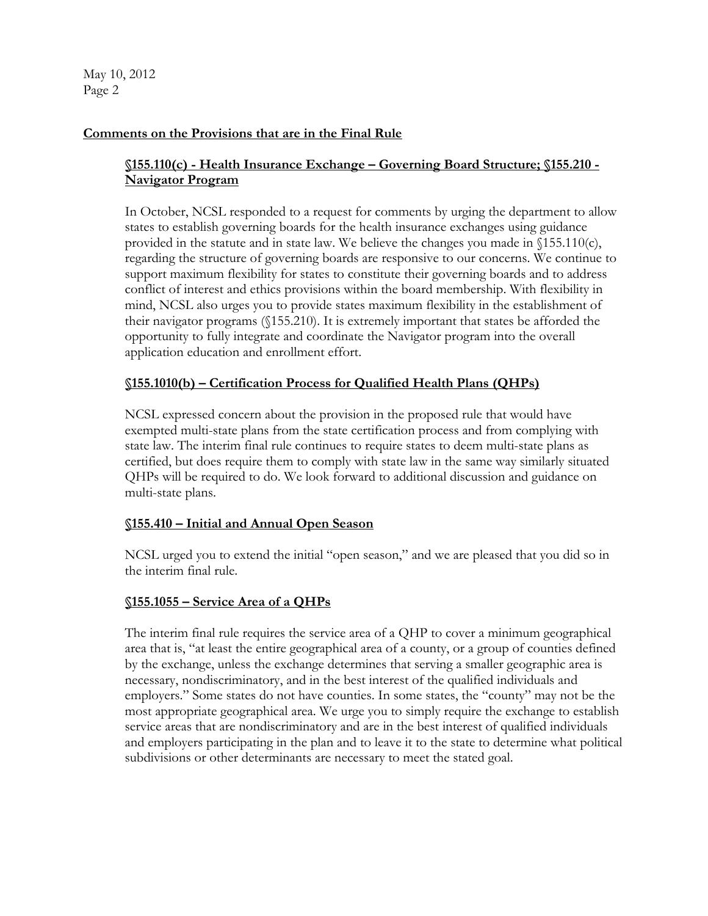**Comments on the Provisions that are in the Final Rule**

**§155.110(c) - Health Insurance Exchange – Governing Board Structure; §155.210 - Navigator Program**

In October, NCSL responded to a request for comments by urging the department to allow states to establish governing boards for the health insurance exchanges using guidance provided in the statute and in state law. We believe the changes you made in §155.110(c), regarding the structure of governing boards are responsive to our concerns. We continue to support maximum flexibility for states to constitute their governing boards and to address conflict of interest and ethics provisions within the board membership. With flexibility in mind, NCSL also urges you to provide states maximum flexibility in the establishment of their navigator programs (§155.210). It is extremely important that states be afforded the opportunity to fully integrate and coordinate the Navigator program into the overall application education and enrollment effort.

**§155.1010(b) – Certification Process for Qualified Health Plans (QHPs)**

NCSL expressed concern about the provision in the proposed rule that would have exempted multi-state plans from the state certification process and from complying with state law. The interim final rule continues to require states to deem multi-state plans as certified, but does require them to comply with state law in the same way similarly situated QHPs will be required to do. We look forward to additional discussion and guidance on multi-state plans.

**§155.410 – Initial and Annual Open Season**

NCSL urged you to extend the initial "open season," and we are pleased that you did so in the interim final rule.

**§155.1055 – Service Area of a QHPs**

The interim final rule requires the service area of a QHP to cover a minimum geographical area that is, "at least the entire geographical area of a county, or a group of counties defined by the exchange, unless the exchange determines that serving a smaller geographic area is necessary, nondiscriminatory, and in the best interest of the qualified individuals and employers." Some states do not have counties. In some states, the "county" may not be the most appropriate geographical area. We urge you to simply require the exchange to establish service areas that are nondiscriminatory and are in the best interest of qualified individuals and employers participating in the plan and to leave it to the state to determine what political subdivisions or other determinants are necessary to meet the stated goal.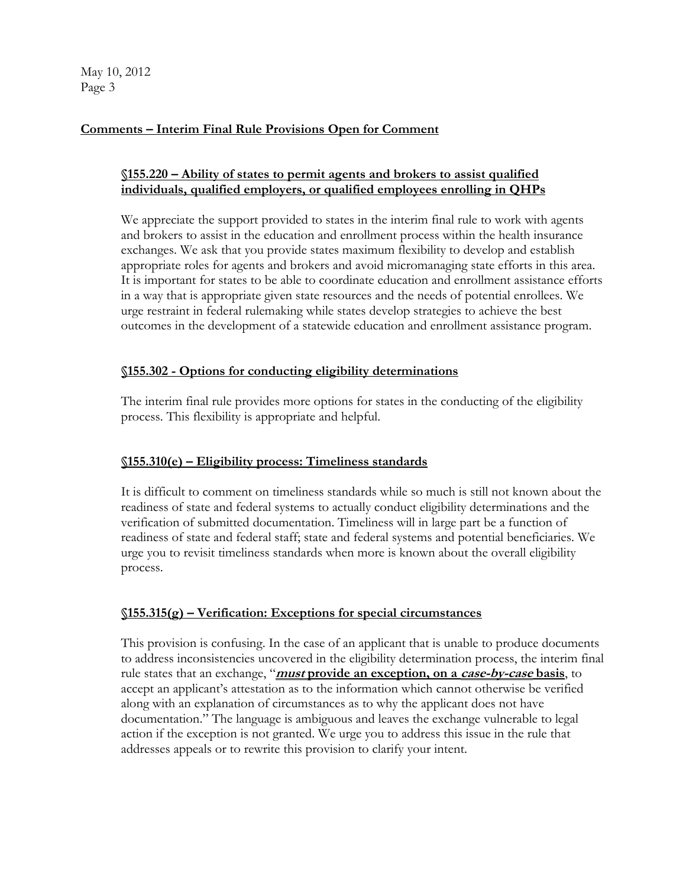## Comments – Interim Final Rule Provisions Open for Comment

### §155.220 – Ability of states to permit agents and brokers to assist qualified individuals, qualified employers, or qualified employees enrolling in QHPs

We appreciate the support provided to states in the interim final rule to work with agents and brokers to assist in the education and enrollment process within the health insurance exchanges. We ask that you provide states maximum flexibility to develop and establish appropriate roles for agents and brokers and avoid micromanaging state efforts in this area. It is important for states to be able to coordinate education and enrollment assistance efforts in a way that is appropriate given state resources and the needs of potential enrollees. We urge restraint in federal rulemaking while states develop strategies to achieve the best outcomes in the development of a statewide education and enrollment assistance program.

### §155.302 - Options for conducting eligibility determinations

The interim final rule provides more options for states in the conducting of the eligibility process. This flexibility is appropriate and helpful.

### §155.310(e) – Eligibility process: Timeliness standards

It is difficult to comment on timeliness standards while so much is still not known about the readiness of state and federal systems to actually conduct eligibility determinations and the verification of submitted documentation. Timeliness will in large part be a function of readiness of state and federal staff; state and federal systems and potential beneficiaries. We urge you to revisit timeliness standards when more is known about the overall eligibility process.

### §155.315(g) – Verification: Exceptions for special circumstances

This provision is confusing. In the case of an applicant that is unable to produce documents to address inconsistencies uncovered in the eligibility determination process, the interim final rule states that an exchange, "***must* provide an exception, on a *case-by-case* basis**, to accept an applicant's attestation as to the information which cannot otherwise be verified along with an explanation of circumstances as to why the applicant does not have documentation." The language is ambiguous and leaves the exchange vulnerable to legal action if the exception is not granted. We urge you to address this issue in the rule that addresses appeals or to rewrite this provision to clarify your intent.